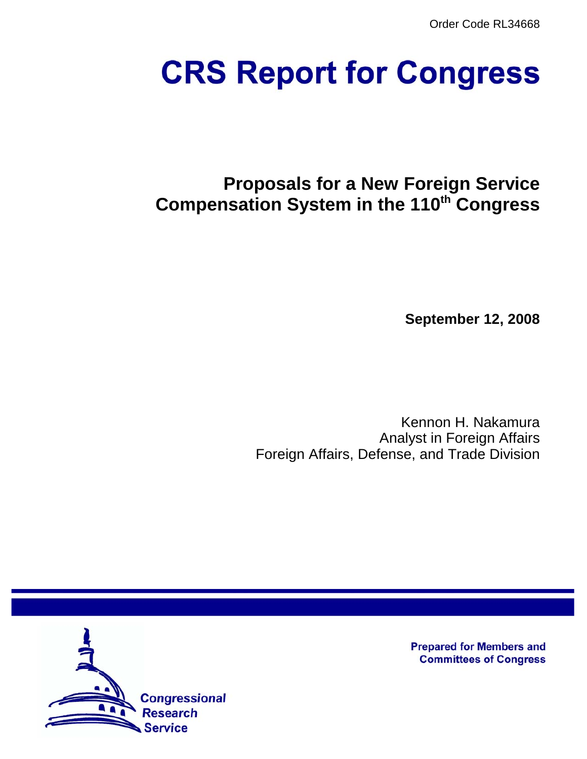Order Code RL34668

# CRS Report for Congress

## Proposals for a New Foreign Service Compensation System in the 110th Congress

**September 12, 2008**

Kennon H. Nakamura
Analyst in Foreign Affairs
Foreign Affairs, Defense, and Trade Division

**Prepared for Members and Committees of Congress**

Congressional Research Service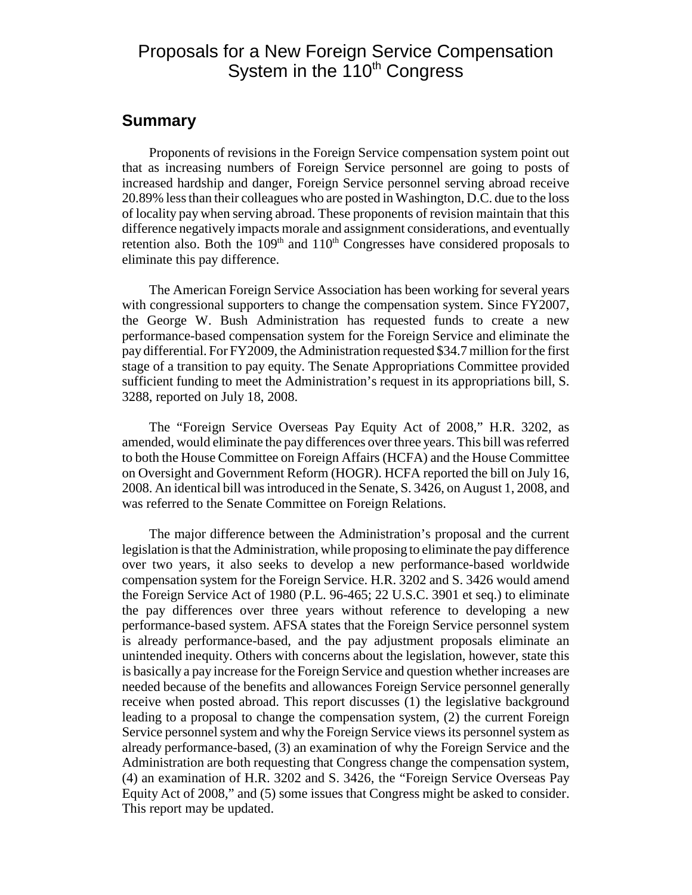# Proposals for a New Foreign Service Compensation System in the 110th Congress

## Summary

Proponents of revisions in the Foreign Service compensation system point out that as increasing numbers of Foreign Service personnel are going to posts of increased hardship and danger, Foreign Service personnel serving abroad receive 20.89% less than their colleagues who are posted in Washington, D.C. due to the loss of locality pay when serving abroad. These proponents of revision maintain that this difference negatively impacts morale and assignment considerations, and eventually retention also. Both the 109th and 110th Congresses have considered proposals to eliminate this pay difference.

The American Foreign Service Association has been working for several years with congressional supporters to change the compensation system. Since FY2007, the George W. Bush Administration has requested funds to create a new performance-based compensation system for the Foreign Service and eliminate the pay differential. For FY2009, the Administration requested $34.7 million for the first stage of a transition to pay equity. The Senate Appropriations Committee provided sufficient funding to meet the Administration's request in its appropriations bill, S. 3288, reported on July 18, 2008.

The "Foreign Service Overseas Pay Equity Act of 2008," H.R. 3202, as amended, would eliminate the pay differences over three years. This bill was referred to both the House Committee on Foreign Affairs (HCFA) and the House Committee on Oversight and Government Reform (HOGR). HCFA reported the bill on July 16, 2008. An identical bill was introduced in the Senate, S. 3426, on August 1, 2008, and was referred to the Senate Committee on Foreign Relations.

The major difference between the Administration's proposal and the current legislation is that the Administration, while proposing to eliminate the pay difference over two years, it also seeks to develop a new performance-based worldwide compensation system for the Foreign Service. H.R. 3202 and S. 3426 would amend the Foreign Service Act of 1980 (P.L. 96-465; 22 U.S.C. 3901 et seq.) to eliminate the pay differences over three years without reference to developing a new performance-based system. AFSA states that the Foreign Service personnel system is already performance-based, and the pay adjustment proposals eliminate an unintended inequity. Others with concerns about the legislation, however, state this is basically a pay increase for the Foreign Service and question whether increases are needed because of the benefits and allowances Foreign Service personnel generally receive when posted abroad. This report discusses (1) the legislative background leading to a proposal to change the compensation system, (2) the current Foreign Service personnel system and why the Foreign Service views its personnel system as already performance-based, (3) an examination of why the Foreign Service and the Administration are both requesting that Congress change the compensation system, (4) an examination of H.R. 3202 and S. 3426, the "Foreign Service Overseas Pay Equity Act of 2008," and (5) some issues that Congress might be asked to consider. This report may be updated.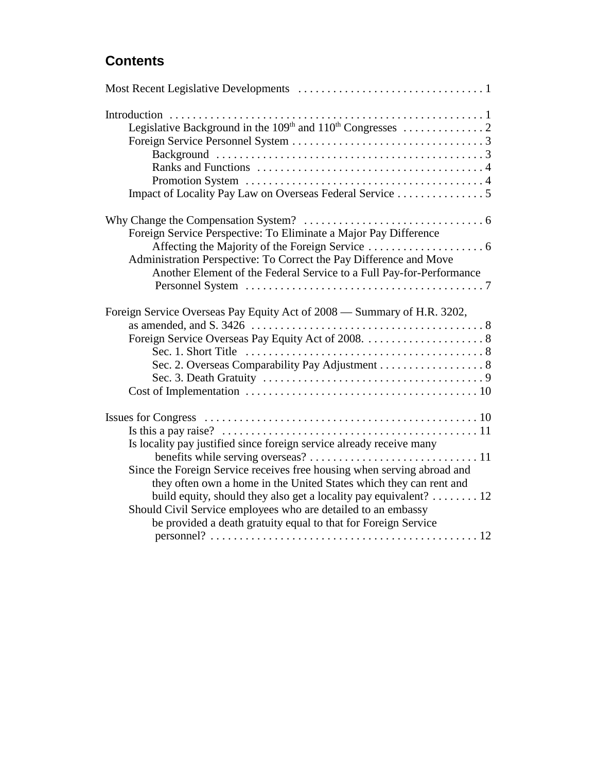## Contents

Most Recent Legislative Developments . . . . . . . . . . . . . . . . . . . . . . . . . . . . . . . . 1

Introduction . . . . . . . . . . . . . . . . . . . . . . . . . . . . . . . . . . . . . . . . . . . . . . . . . . . . . 1
- Legislative Background in the 109th and 110th Congresses . . . . . . . . . . . . . . 2
- Foreign Service Personnel System . . . . . . . . . . . . . . . . . . . . . . . . . . . . . . . . . 3
  - Background . . . . . . . . . . . . . . . . . . . . . . . . . . . . . . . . . . . . . . . . . . . . . . 3
  - Ranks and Functions . . . . . . . . . . . . . . . . . . . . . . . . . . . . . . . . . . . . . . . 4
  - Promotion System . . . . . . . . . . . . . . . . . . . . . . . . . . . . . . . . . . . . . . . . . 4
- Impact of Locality Pay Law on Overseas Federal Service . . . . . . . . . . . . . . . 5

Why Change the Compensation System? . . . . . . . . . . . . . . . . . . . . . . . . . . . . . . . 6
- Foreign Service Perspective: To Eliminate a Major Pay Difference Affecting the Majority of the Foreign Service . . . . . . . . . . . . . . . . . . . . 6
- Administration Perspective: To Correct the Pay Difference and Move Another Element of the Federal Service to a Full Pay-for-Performance Personnel System . . . . . . . . . . . . . . . . . . . . . . . . . . . . . . . . . . . . . . . . . 7

Foreign Service Overseas Pay Equity Act of 2008 — Summary of H.R. 3202, as amended, and S. 3426 . . . . . . . . . . . . . . . . . . . . . . . . . . . . . . . . . . . . . . . 8
- Foreign Service Overseas Pay Equity Act of 2008. . . . . . . . . . . . . . . . . . . . . 8
  - Sec. 1. Short Title . . . . . . . . . . . . . . . . . . . . . . . . . . . . . . . . . . . . . . . . . 8
  - Sec. 2. Overseas Comparability Pay Adjustment . . . . . . . . . . . . . . . . . . 8
  - Sec. 3. Death Gratuity . . . . . . . . . . . . . . . . . . . . . . . . . . . . . . . . . . . . . . 9
- Cost of Implementation . . . . . . . . . . . . . . . . . . . . . . . . . . . . . . . . . . . . . . . . 10

Issues for Congress . . . . . . . . . . . . . . . . . . . . . . . . . . . . . . . . . . . . . . . . . . . . . . . 10
- Is this a pay raise? . . . . . . . . . . . . . . . . . . . . . . . . . . . . . . . . . . . . . . . . . . . . 11
- Is locality pay justified since foreign service already receive many benefits while serving overseas? . . . . . . . . . . . . . . . . . . . . . . . . . . . . . 11
- Since the Foreign Service receives free housing when serving abroad and they often own a home in the United States which they can rent and build equity, should they also get a locality pay equivalent? . . . . . . . . 12
- Should Civil Service employees who are detailed to an embassy be provided a death gratuity equal to that for Foreign Service personnel? . . . . . . . . . . . . . . . . . . . . . . . . . . . . . . . . . . . . . . . . . . . . . 12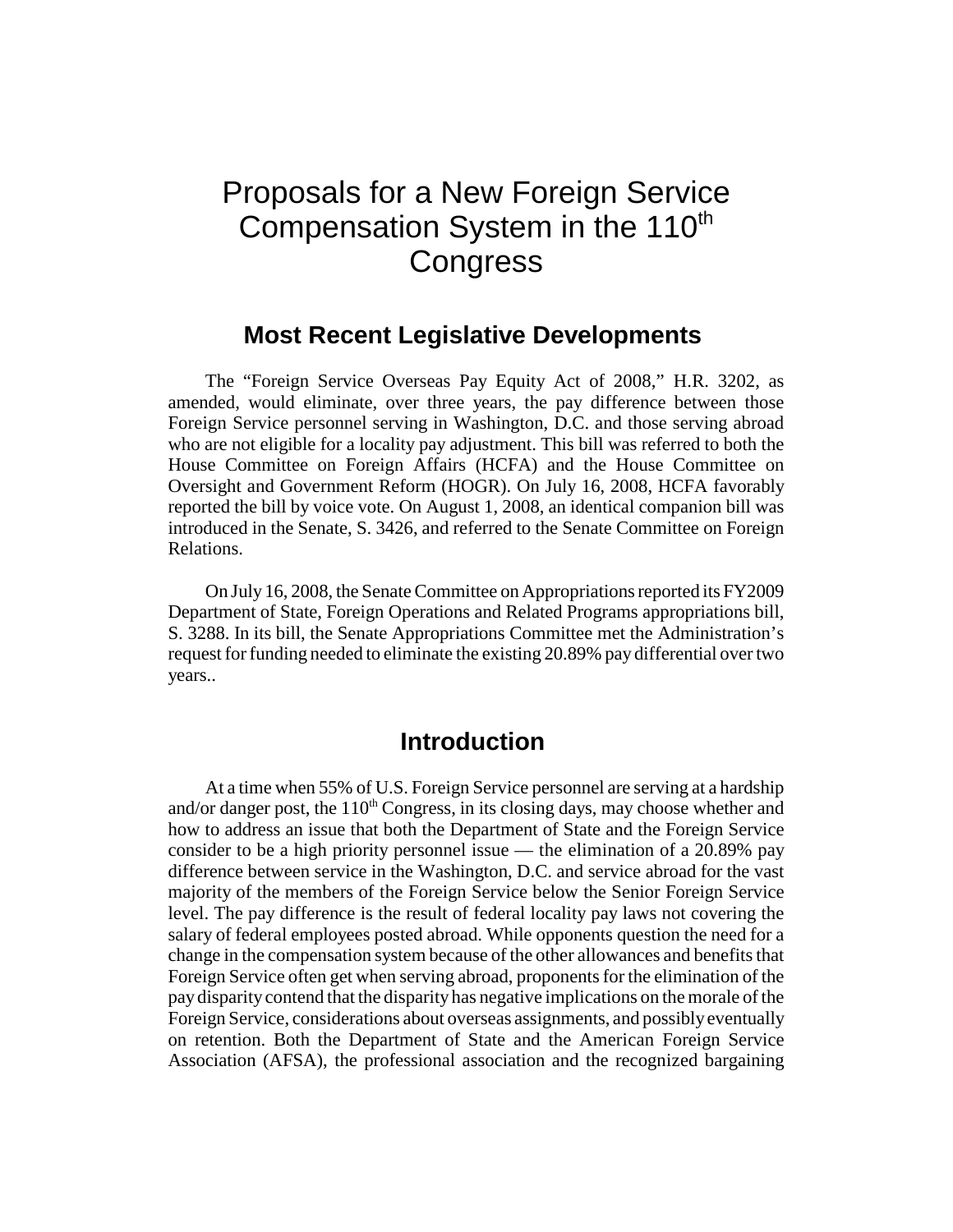# Proposals for a New Foreign Service Compensation System in the 110th Congress

## Most Recent Legislative Developments

The "Foreign Service Overseas Pay Equity Act of 2008," H.R. 3202, as amended, would eliminate, over three years, the pay difference between those Foreign Service personnel serving in Washington, D.C. and those serving abroad who are not eligible for a locality pay adjustment. This bill was referred to both the House Committee on Foreign Affairs (HCFA) and the House Committee on Oversight and Government Reform (HOGR). On July 16, 2008, HCFA favorably reported the bill by voice vote. On August 1, 2008, an identical companion bill was introduced in the Senate, S. 3426, and referred to the Senate Committee on Foreign Relations.

On July 16, 2008, the Senate Committee on Appropriations reported its FY2009 Department of State, Foreign Operations and Related Programs appropriations bill, S. 3288. In its bill, the Senate Appropriations Committee met the Administration's request for funding needed to eliminate the existing 20.89% pay differential over two years..

## Introduction

At a time when 55% of U.S. Foreign Service personnel are serving at a hardship and/or danger post, the 110th Congress, in its closing days, may choose whether and how to address an issue that both the Department of State and the Foreign Service consider to be a high priority personnel issue — the elimination of a 20.89% pay difference between service in the Washington, D.C. and service abroad for the vast majority of the members of the Foreign Service below the Senior Foreign Service level. The pay difference is the result of federal locality pay laws not covering the salary of federal employees posted abroad. While opponents question the need for a change in the compensation system because of the other allowances and benefits that Foreign Service often get when serving abroad, proponents for the elimination of the pay disparity contend that the disparity has negative implications on the morale of the Foreign Service, considerations about overseas assignments, and possibly eventually on retention. Both the Department of State and the American Foreign Service Association (AFSA), the professional association and the recognized bargaining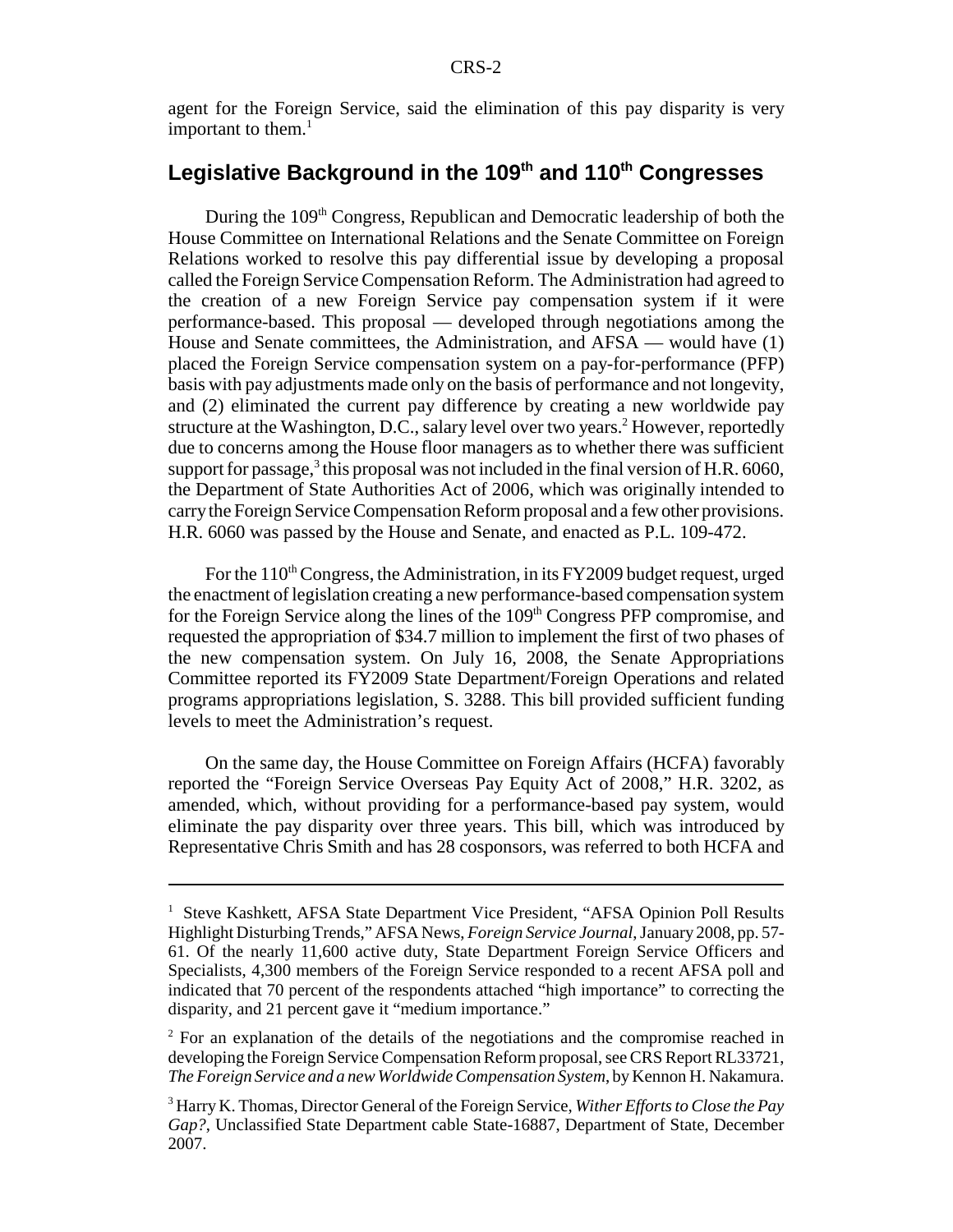agent for the Foreign Service, said the elimination of this pay disparity is very important to them.[1]

## Legislative Background in the 109th and 110th Congresses

During the 109th Congress, Republican and Democratic leadership of both the House Committee on International Relations and the Senate Committee on Foreign Relations worked to resolve this pay differential issue by developing a proposal called the Foreign Service Compensation Reform. The Administration had agreed to the creation of a new Foreign Service pay compensation system if it were performance-based. This proposal — developed through negotiations among the House and Senate committees, the Administration, and AFSA — would have (1) placed the Foreign Service compensation system on a pay-for-performance (PFP) basis with pay adjustments made only on the basis of performance and not longevity, and (2) eliminated the current pay difference by creating a new worldwide pay structure at the Washington, D.C., salary level over two years.[2] However, reportedly due to concerns among the House floor managers as to whether there was sufficient support for passage,[3] this proposal was not included in the final version of H.R. 6060, the Department of State Authorities Act of 2006, which was originally intended to carry the Foreign Service Compensation Reform proposal and a few other provisions. H.R. 6060 was passed by the House and Senate, and enacted as P.L. 109-472.

For the 110th Congress, the Administration, in its FY2009 budget request, urged the enactment of legislation creating a new performance-based compensation system for the Foreign Service along the lines of the 109th Congress PFP compromise, and requested the appropriation of $34.7 million to implement the first of two phases of the new compensation system. On July 16, 2008, the Senate Appropriations Committee reported its FY2009 State Department/Foreign Operations and related programs appropriations legislation, S. 3288. This bill provided sufficient funding levels to meet the Administration's request.

On the same day, the House Committee on Foreign Affairs (HCFA) favorably reported the "Foreign Service Overseas Pay Equity Act of 2008," H.R. 3202, as amended, which, without providing for a performance-based pay system, would eliminate the pay disparity over three years. This bill, which was introduced by Representative Chris Smith and has 28 cosponsors, was referred to both HCFA and

---

[1] Steve Kashkett, AFSA State Department Vice President, "AFSA Opinion Poll Results Highlight Disturbing Trends," AFSA News, *Foreign Service Journal*, January 2008, pp. 57-61. Of the nearly 11,600 active duty, State Department Foreign Service Officers and Specialists, 4,300 members of the Foreign Service responded to a recent AFSA poll and indicated that 70 percent of the respondents attached "high importance" to correcting the disparity, and 21 percent gave it "medium importance."

[2] For an explanation of the details of the negotiations and the compromise reached in developing the Foreign Service Compensation Reform proposal, see CRS Report RL33721, *The Foreign Service and a new Worldwide Compensation System*, by Kennon H. Nakamura.

[3] Harry K. Thomas, Director General of the Foreign Service, *Wither Efforts to Close the Pay Gap?*, Unclassified State Department cable State-16887, Department of State, December 2007.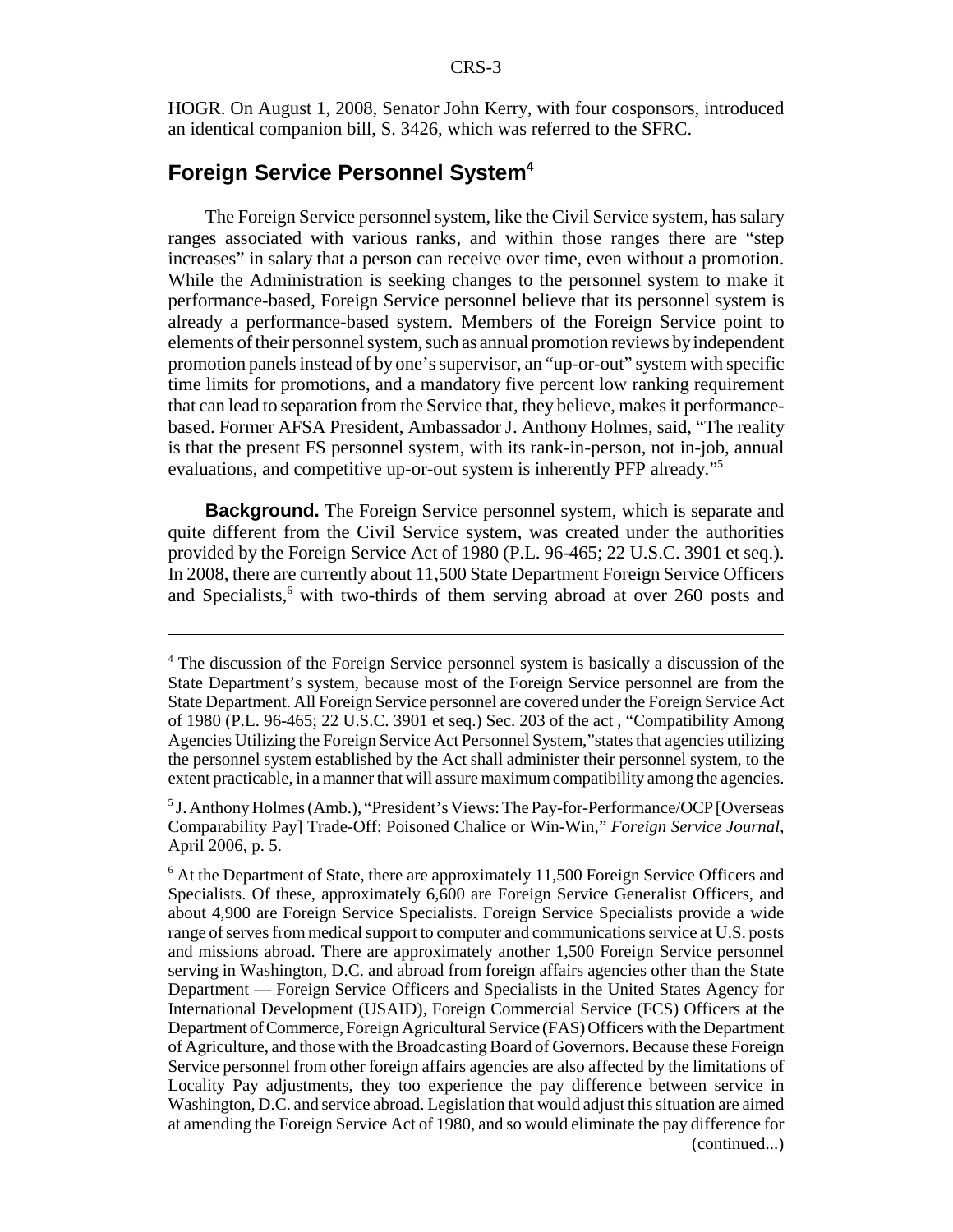HOGR. On August 1, 2008, Senator John Kerry, with four cosponsors, introduced an identical companion bill, S. 3426, which was referred to the SFRC.

## Foreign Service Personnel System[4]

The Foreign Service personnel system, like the Civil Service system, has salary ranges associated with various ranks, and within those ranges there are "step increases" in salary that a person can receive over time, even without a promotion. While the Administration is seeking changes to the personnel system to make it performance-based, Foreign Service personnel believe that its personnel system is already a performance-based system. Members of the Foreign Service point to elements of their personnel system, such as annual promotion reviews by independent promotion panels instead of by one's supervisor, an "up-or-out" system with specific time limits for promotions, and a mandatory five percent low ranking requirement that can lead to separation from the Service that, they believe, makes it performance-based. Former AFSA President, Ambassador J. Anthony Holmes, said, "The reality is that the present FS personnel system, with its rank-in-person, not in-job, annual evaluations, and competitive up-or-out system is inherently PFP already."[5]

**Background.** The Foreign Service personnel system, which is separate and quite different from the Civil Service system, was created under the authorities provided by the Foreign Service Act of 1980 (P.L. 96-465; 22 U.S.C. 3901 et seq.). In 2008, there are currently about 11,500 State Department Foreign Service Officers and Specialists,[6] with two-thirds of them serving abroad at over 260 posts and

---

[4] The discussion of the Foreign Service personnel system is basically a discussion of the State Department's system, because most of the Foreign Service personnel are from the State Department. All Foreign Service personnel are covered under the Foreign Service Act of 1980 (P.L. 96-465; 22 U.S.C. 3901 et seq.) Sec. 203 of the act , "Compatibility Among Agencies Utilizing the Foreign Service Act Personnel System,"states that agencies utilizing the personnel system established by the Act shall administer their personnel system, to the extent practicable, in a manner that will assure maximum compatibility among the agencies.

[5] J. Anthony Holmes (Amb.), "President's Views: The Pay-for-Performance/OCP [Overseas Comparability Pay] Trade-Off: Poisoned Chalice or Win-Win," *Foreign Service Journal*, April 2006, p. 5.

[6] At the Department of State, there are approximately 11,500 Foreign Service Officers and Specialists. Of these, approximately 6,600 are Foreign Service Generalist Officers, and about 4,900 are Foreign Service Specialists. Foreign Service Specialists provide a wide range of serves from medical support to computer and communications service at U.S. posts and missions abroad. There are approximately another 1,500 Foreign Service personnel serving in Washington, D.C. and abroad from foreign affairs agencies other than the State Department — Foreign Service Officers and Specialists in the United States Agency for International Development (USAID), Foreign Commercial Service (FCS) Officers at the Department of Commerce, Foreign Agricultural Service (FAS) Officers with the Department of Agriculture, and those with the Broadcasting Board of Governors. Because these Foreign Service personnel from other foreign affairs agencies are also affected by the limitations of Locality Pay adjustments, they too experience the pay difference between service in Washington, D.C. and service abroad. Legislation that would adjust this situation are aimed at amending the Foreign Service Act of 1980, and so would eliminate the pay difference for (continued...)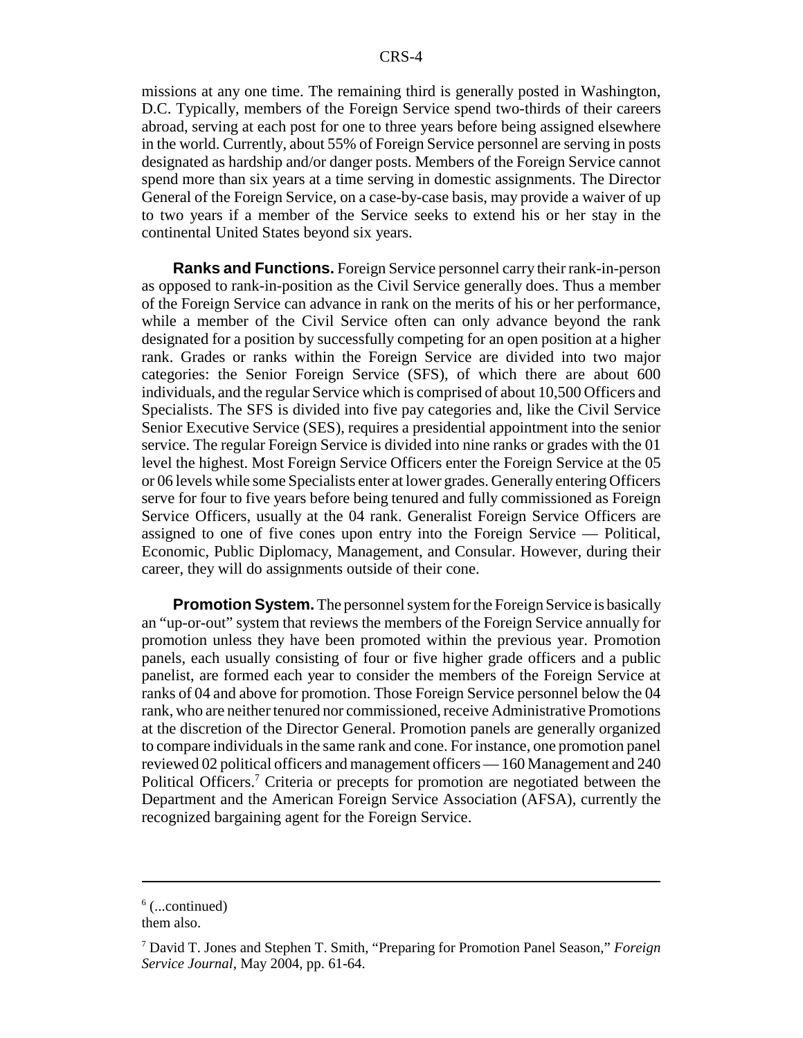missions at any one time. The remaining third is generally posted in Washington, D.C. Typically, members of the Foreign Service spend two-thirds of their careers abroad, serving at each post for one to three years before being assigned elsewhere in the world. Currently, about 55% of Foreign Service personnel are serving in posts designated as hardship and/or danger posts. Members of the Foreign Service cannot spend more than six years at a time serving in domestic assignments. The Director General of the Foreign Service, on a case-by-case basis, may provide a waiver of up to two years if a member of the Service seeks to extend his or her stay in the continental United States beyond six years.

**Ranks and Functions.** Foreign Service personnel carry their rank-in-person as opposed to rank-in-position as the Civil Service generally does. Thus a member of the Foreign Service can advance in rank on the merits of his or her performance, while a member of the Civil Service often can only advance beyond the rank designated for a position by successfully competing for an open position at a higher rank. Grades or ranks within the Foreign Service are divided into two major categories: the Senior Foreign Service (SFS), of which there are about 600 individuals, and the regular Service which is comprised of about 10,500 Officers and Specialists. The SFS is divided into five pay categories and, like the Civil Service Senior Executive Service (SES), requires a presidential appointment into the senior service. The regular Foreign Service is divided into nine ranks or grades with the 01 level the highest. Most Foreign Service Officers enter the Foreign Service at the 05 or 06 levels while some Specialists enter at lower grades. Generally entering Officers serve for four to five years before being tenured and fully commissioned as Foreign Service Officers, usually at the 04 rank. Generalist Foreign Service Officers are assigned to one of five cones upon entry into the Foreign Service — Political, Economic, Public Diplomacy, Management, and Consular. However, during their career, they will do assignments outside of their cone.

**Promotion System.** The personnel system for the Foreign Service is basically an "up-or-out" system that reviews the members of the Foreign Service annually for promotion unless they have been promoted within the previous year. Promotion panels, each usually consisting of four or five higher grade officers and a public panelist, are formed each year to consider the members of the Foreign Service at ranks of 04 and above for promotion. Those Foreign Service personnel below the 04 rank, who are neither tenured nor commissioned, receive Administrative Promotions at the discretion of the Director General. Promotion panels are generally organized to compare individuals in the same rank and cone. For instance, one promotion panel reviewed 02 political officers and management officers — 160 Management and 240 Political Officers.[7] Criteria or precepts for promotion are negotiated between the Department and the American Foreign Service Association (AFSA), currently the recognized bargaining agent for the Foreign Service.

---

[6] (...continued)
them also.

[7] David T. Jones and Stephen T. Smith, "Preparing for Promotion Panel Season," *Foreign Service Journal*, May 2004, pp. 61-64.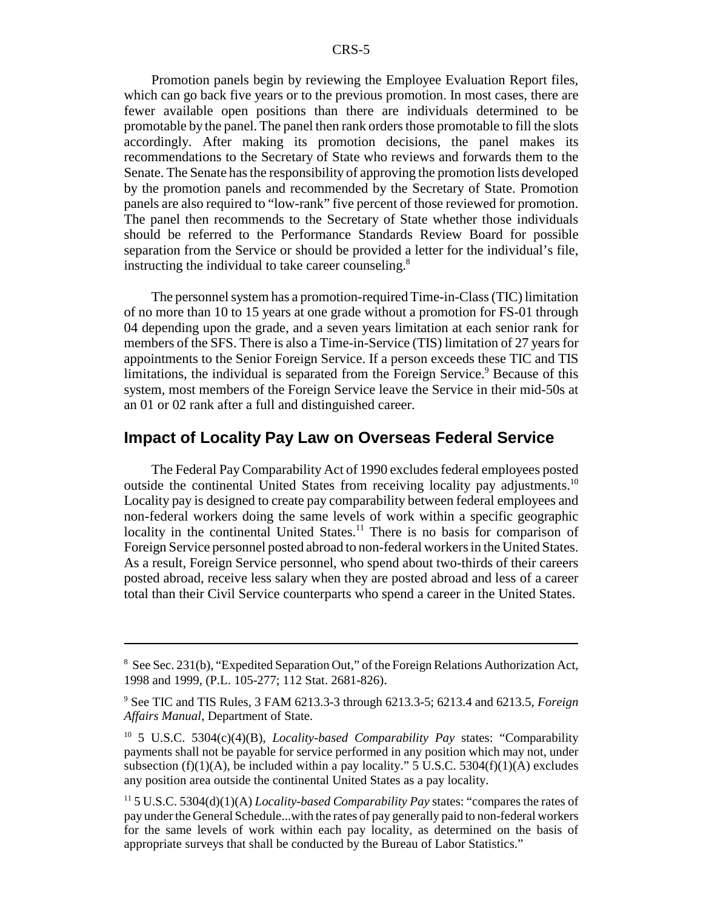Promotion panels begin by reviewing the Employee Evaluation Report files, which can go back five years or to the previous promotion. In most cases, there are fewer available open positions than there are individuals determined to be promotable by the panel. The panel then rank orders those promotable to fill the slots accordingly. After making its promotion decisions, the panel makes its recommendations to the Secretary of State who reviews and forwards them to the Senate. The Senate has the responsibility of approving the promotion lists developed by the promotion panels and recommended by the Secretary of State. Promotion panels are also required to "low-rank" five percent of those reviewed for promotion. The panel then recommends to the Secretary of State whether those individuals should be referred to the Performance Standards Review Board for possible separation from the Service or should be provided a letter for the individual's file, instructing the individual to take career counseling.[8]

The personnel system has a promotion-required Time-in-Class (TIC) limitation of no more than 10 to 15 years at one grade without a promotion for FS-01 through 04 depending upon the grade, and a seven years limitation at each senior rank for members of the SFS. There is also a Time-in-Service (TIS) limitation of 27 years for appointments to the Senior Foreign Service. If a person exceeds these TIC and TIS limitations, the individual is separated from the Foreign Service.[9] Because of this system, most members of the Foreign Service leave the Service in their mid-50s at an 01 or 02 rank after a full and distinguished career.

## Impact of Locality Pay Law on Overseas Federal Service

The Federal Pay Comparability Act of 1990 excludes federal employees posted outside the continental United States from receiving locality pay adjustments.[10] Locality pay is designed to create pay comparability between federal employees and non-federal workers doing the same levels of work within a specific geographic locality in the continental United States.[11] There is no basis for comparison of Foreign Service personnel posted abroad to non-federal workers in the United States. As a result, Foreign Service personnel, who spend about two-thirds of their careers posted abroad, receive less salary when they are posted abroad and less of a career total than their Civil Service counterparts who spend a career in the United States.

---

[8] See Sec. 231(b), "Expedited Separation Out," of the Foreign Relations Authorization Act, 1998 and 1999, (P.L. 105-277; 112 Stat. 2681-826).

[9] See TIC and TIS Rules, 3 FAM 6213.3-3 through 6213.3-5; 6213.4 and 6213.5, *Foreign Affairs Manual*, Department of State.

[10] 5 U.S.C. 5304(c)(4)(B), *Locality-based Comparability Pay* states: "Comparability payments shall not be payable for service performed in any position which may not, under subsection (f)(1)(A), be included within a pay locality." 5 U.S.C. 5304(f)(1)(A) excludes any position area outside the continental United States as a pay locality.

[11] 5 U.S.C. 5304(d)(1)(A) *Locality-based Comparability Pay* states: "compares the rates of pay under the General Schedule...with the rates of pay generally paid to non-federal workers for the same levels of work within each pay locality, as determined on the basis of appropriate surveys that shall be conducted by the Bureau of Labor Statistics."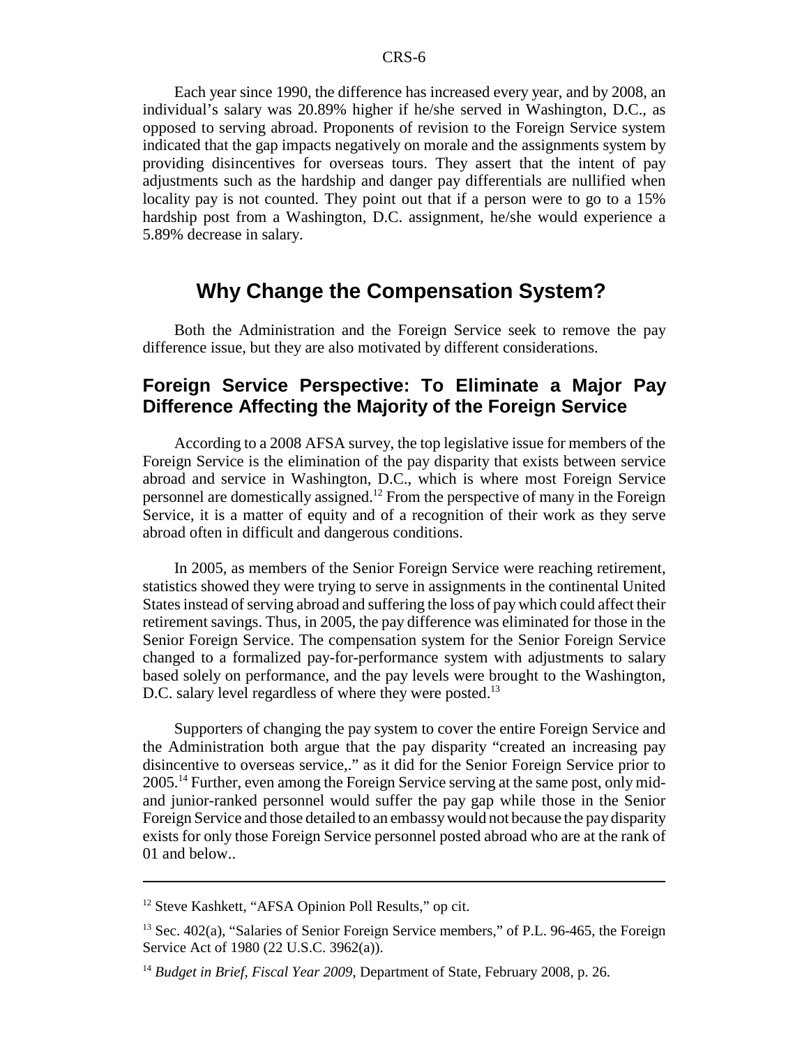Each year since 1990, the difference has increased every year, and by 2008, an individual's salary was 20.89% higher if he/she served in Washington, D.C., as opposed to serving abroad. Proponents of revision to the Foreign Service system indicated that the gap impacts negatively on morale and the assignments system by providing disincentives for overseas tours. They assert that the intent of pay adjustments such as the hardship and danger pay differentials are nullified when locality pay is not counted. They point out that if a person were to go to a 15% hardship post from a Washington, D.C. assignment, he/she would experience a 5.89% decrease in salary.

## Why Change the Compensation System?

Both the Administration and the Foreign Service seek to remove the pay difference issue, but they are also motivated by different considerations.

### Foreign Service Perspective: To Eliminate a Major Pay Difference Affecting the Majority of the Foreign Service

According to a 2008 AFSA survey, the top legislative issue for members of the Foreign Service is the elimination of the pay disparity that exists between service abroad and service in Washington, D.C., which is where most Foreign Service personnel are domestically assigned.[12] From the perspective of many in the Foreign Service, it is a matter of equity and of a recognition of their work as they serve abroad often in difficult and dangerous conditions.

In 2005, as members of the Senior Foreign Service were reaching retirement, statistics showed they were trying to serve in assignments in the continental United States instead of serving abroad and suffering the loss of pay which could affect their retirement savings. Thus, in 2005, the pay difference was eliminated for those in the Senior Foreign Service. The compensation system for the Senior Foreign Service changed to a formalized pay-for-performance system with adjustments to salary based solely on performance, and the pay levels were brought to the Washington, D.C. salary level regardless of where they were posted.[13]

Supporters of changing the pay system to cover the entire Foreign Service and the Administration both argue that the pay disparity "created an increasing pay disincentive to overseas service,." as it did for the Senior Foreign Service prior to 2005.[14] Further, even among the Foreign Service serving at the same post, only mid- and junior-ranked personnel would suffer the pay gap while those in the Senior Foreign Service and those detailed to an embassy would not because the pay disparity exists for only those Foreign Service personnel posted abroad who are at the rank of 01 and below..

---

[12] Steve Kashkett, "AFSA Opinion Poll Results," op cit.

[13] Sec. 402(a), "Salaries of Senior Foreign Service members," of P.L. 96-465, the Foreign Service Act of 1980 (22 U.S.C. 3962(a)).

[14] *Budget in Brief, Fiscal Year 2009*, Department of State, February 2008, p. 26.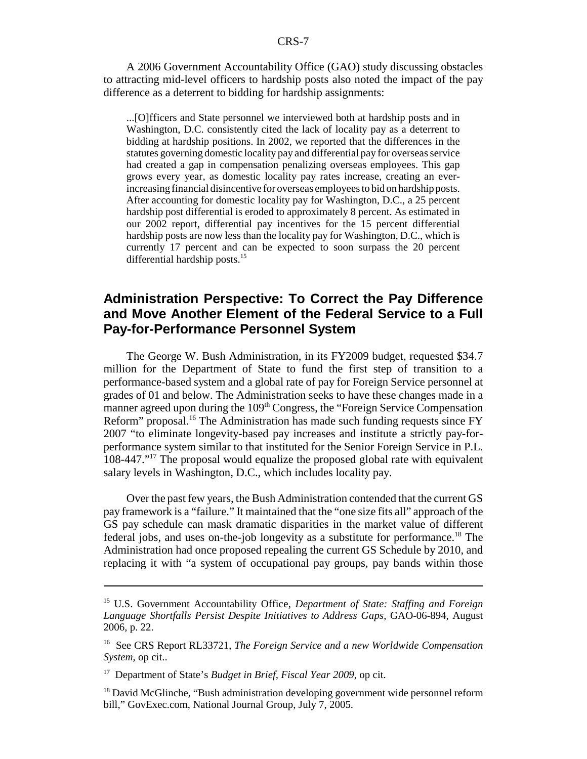A 2006 Government Accountability Office (GAO) study discussing obstacles to attracting mid-level officers to hardship posts also noted the impact of the pay difference as a deterrent to bidding for hardship assignments:

> ...[O]fficers and State personnel we interviewed both at hardship posts and in Washington, D.C. consistently cited the lack of locality pay as a deterrent to bidding at hardship positions. In 2002, we reported that the differences in the statutes governing domestic locality pay and differential pay for overseas service had created a gap in compensation penalizing overseas employees. This gap grows every year, as domestic locality pay rates increase, creating an ever-increasing financial disincentive for overseas employees to bid on hardship posts. After accounting for domestic locality pay for Washington, D.C., a 25 percent hardship post differential is eroded to approximately 8 percent. As estimated in our 2002 report, differential pay incentives for the 15 percent differential hardship posts are now less than the locality pay for Washington, D.C., which is currently 17 percent and can be expected to soon surpass the 20 percent differential hardship posts.[15]

## Administration Perspective: To Correct the Pay Difference and Move Another Element of the Federal Service to a Full Pay-for-Performance Personnel System

The George W. Bush Administration, in its FY2009 budget, requested $34.7 million for the Department of State to fund the first step of transition to a performance-based system and a global rate of pay for Foreign Service personnel at grades of 01 and below. The Administration seeks to have these changes made in a manner agreed upon during the 109th Congress, the "Foreign Service Compensation Reform" proposal.[16] The Administration has made such funding requests since FY 2007 "to eliminate longevity-based pay increases and institute a strictly pay-for-performance system similar to that instituted for the Senior Foreign Service in P.L. 108-447."[17] The proposal would equalize the proposed global rate with equivalent salary levels in Washington, D.C., which includes locality pay.

Over the past few years, the Bush Administration contended that the current GS pay framework is a "failure." It maintained that the "one size fits all" approach of the GS pay schedule can mask dramatic disparities in the market value of different federal jobs, and uses on-the-job longevity as a substitute for performance.[18] The Administration had once proposed repealing the current GS Schedule by 2010, and replacing it with "a system of occupational pay groups, pay bands within those

---

[15] U.S. Government Accountability Office, *Department of State: Staffing and Foreign Language Shortfalls Persist Despite Initiatives to Address Gaps*, GAO-06-894, August 2006, p. 22.

[16] See CRS Report RL33721, *The Foreign Service and a new Worldwide Compensation System*, op cit..

[17] Department of State's *Budget in Brief, Fiscal Year 2009*, op cit.

[18] David McGlinche, "Bush administration developing government wide personnel reform bill," GovExec.com, National Journal Group, July 7, 2005.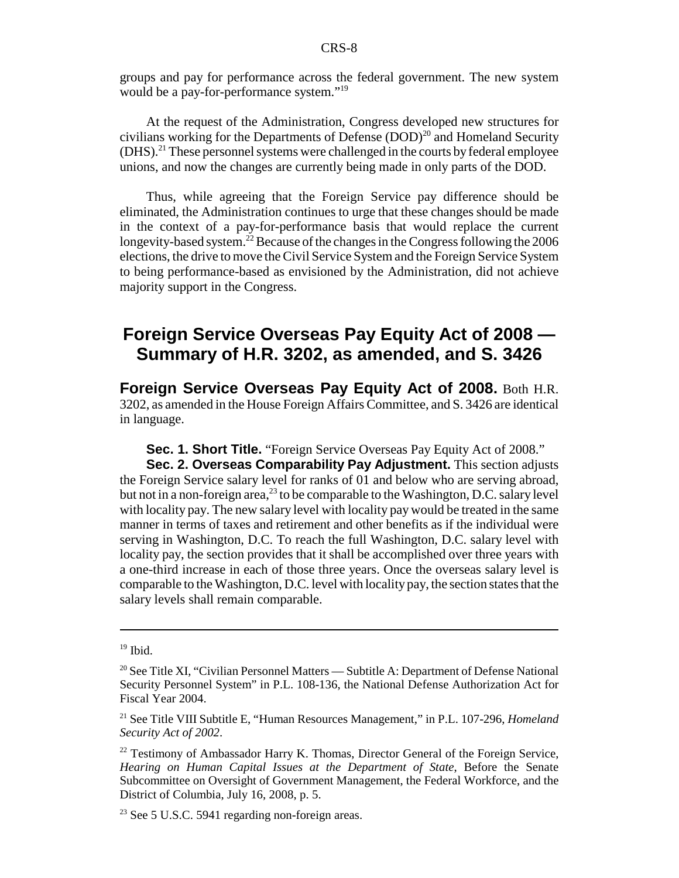groups and pay for performance across the federal government. The new system would be a pay-for-performance system."[19]

At the request of the Administration, Congress developed new structures for civilians working for the Departments of Defense (DOD)[20] and Homeland Security (DHS).[21] These personnel systems were challenged in the courts by federal employee unions, and now the changes are currently being made in only parts of the DOD.

Thus, while agreeing that the Foreign Service pay difference should be eliminated, the Administration continues to urge that these changes should be made in the context of a pay-for-performance basis that would replace the current longevity-based system.[22] Because of the changes in the Congress following the 2006 elections, the drive to move the Civil Service System and the Foreign Service System to being performance-based as envisioned by the Administration, did not achieve majority support in the Congress.

## Foreign Service Overseas Pay Equity Act of 2008 — Summary of H.R. 3202, as amended, and S. 3426

**Foreign Service Overseas Pay Equity Act of 2008.** Both H.R. 3202, as amended in the House Foreign Affairs Committee, and S. 3426 are identical in language.

**Sec. 1. Short Title.** "Foreign Service Overseas Pay Equity Act of 2008."

**Sec. 2. Overseas Comparability Pay Adjustment.** This section adjusts the Foreign Service salary level for ranks of 01 and below who are serving abroad, but not in a non-foreign area,[23] to be comparable to the Washington, D.C. salary level with locality pay. The new salary level with locality pay would be treated in the same manner in terms of taxes and retirement and other benefits as if the individual were serving in Washington, D.C. To reach the full Washington, D.C. salary level with locality pay, the section provides that it shall be accomplished over three years with a one-third increase in each of those three years. Once the overseas salary level is comparable to the Washington, D.C. level with locality pay, the section states that the salary levels shall remain comparable.

---

[19] Ibid.

[20] See Title XI, "Civilian Personnel Matters — Subtitle A: Department of Defense National Security Personnel System" in P.L. 108-136, the National Defense Authorization Act for Fiscal Year 2004.

[21] See Title VIII Subtitle E, "Human Resources Management," in P.L. 107-296, *Homeland Security Act of 2002*.

[22] Testimony of Ambassador Harry K. Thomas, Director General of the Foreign Service, *Hearing on Human Capital Issues at the Department of State*, Before the Senate Subcommittee on Oversight of Government Management, the Federal Workforce, and the District of Columbia, July 16, 2008, p. 5.

[23] See 5 U.S.C. 5941 regarding non-foreign areas.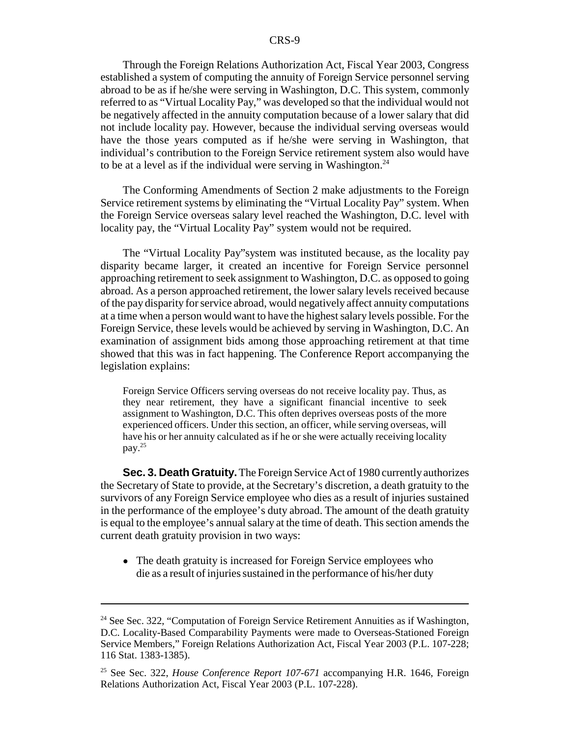Through the Foreign Relations Authorization Act, Fiscal Year 2003, Congress established a system of computing the annuity of Foreign Service personnel serving abroad to be as if he/she were serving in Washington, D.C. This system, commonly referred to as "Virtual Locality Pay," was developed so that the individual would not be negatively affected in the annuity computation because of a lower salary that did not include locality pay. However, because the individual serving overseas would have the those years computed as if he/she were serving in Washington, that individual's contribution to the Foreign Service retirement system also would have to be at a level as if the individual were serving in Washington.[24]

The Conforming Amendments of Section 2 make adjustments to the Foreign Service retirement systems by eliminating the "Virtual Locality Pay" system. When the Foreign Service overseas salary level reached the Washington, D.C. level with locality pay, the "Virtual Locality Pay" system would not be required.

The "Virtual Locality Pay"system was instituted because, as the locality pay disparity became larger, it created an incentive for Foreign Service personnel approaching retirement to seek assignment to Washington, D.C. as opposed to going abroad. As a person approached retirement, the lower salary levels received because of the pay disparity for service abroad, would negatively affect annuity computations at a time when a person would want to have the highest salary levels possible. For the Foreign Service, these levels would be achieved by serving in Washington, D.C. An examination of assignment bids among those approaching retirement at that time showed that this was in fact happening. The Conference Report accompanying the legislation explains:

> Foreign Service Officers serving overseas do not receive locality pay. Thus, as they near retirement, they have a significant financial incentive to seek assignment to Washington, D.C. This often deprives overseas posts of the more experienced officers. Under this section, an officer, while serving overseas, will have his or her annuity calculated as if he or she were actually receiving locality pay.[25]

**Sec. 3. Death Gratuity.** The Foreign Service Act of 1980 currently authorizes the Secretary of State to provide, at the Secretary's discretion, a death gratuity to the survivors of any Foreign Service employee who dies as a result of injuries sustained in the performance of the employee's duty abroad. The amount of the death gratuity is equal to the employee's annual salary at the time of death. This section amends the current death gratuity provision in two ways:

- The death gratuity is increased for Foreign Service employees who die as a result of injuries sustained in the performance of his/her duty

---

[24] See Sec. 322, "Computation of Foreign Service Retirement Annuities as if Washington, D.C. Locality-Based Comparability Payments were made to Overseas-Stationed Foreign Service Members," Foreign Relations Authorization Act, Fiscal Year 2003 (P.L. 107-228; 116 Stat. 1383-1385).

[25] See Sec. 322, *House Conference Report 107-671* accompanying H.R. 1646, Foreign Relations Authorization Act, Fiscal Year 2003 (P.L. 107-228).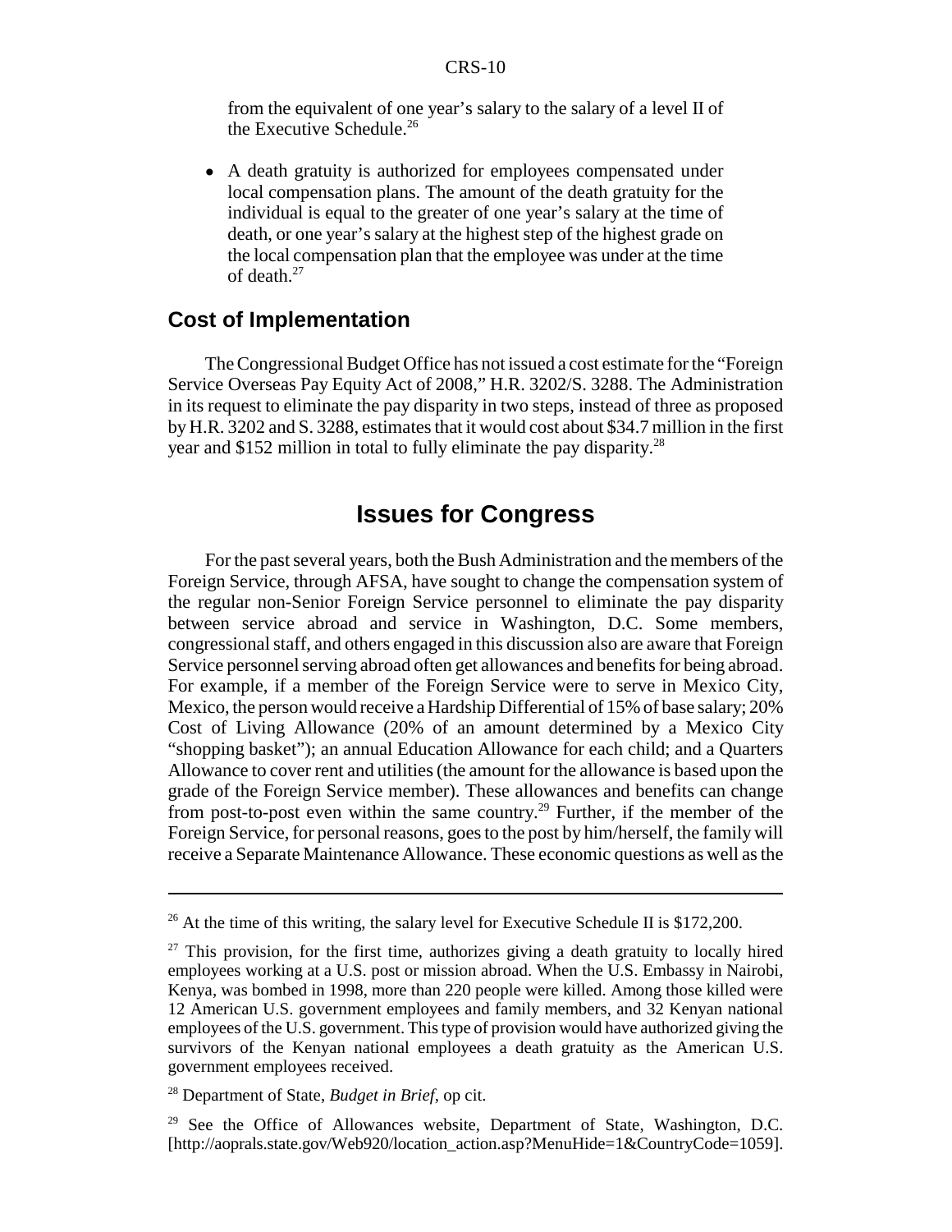from the equivalent of one year's salary to the salary of a level II of the Executive Schedule.[26]

- A death gratuity is authorized for employees compensated under local compensation plans. The amount of the death gratuity for the individual is equal to the greater of one year's salary at the time of death, or one year's salary at the highest step of the highest grade on the local compensation plan that the employee was under at the time of death.[27]

## Cost of Implementation

The Congressional Budget Office has not issued a cost estimate for the "Foreign Service Overseas Pay Equity Act of 2008," H.R. 3202/S. 3288. The Administration in its request to eliminate the pay disparity in two steps, instead of three as proposed by H.R. 3202 and S. 3288, estimates that it would cost about $34.7 million in the first year and $152 million in total to fully eliminate the pay disparity.[28]

# Issues for Congress

For the past several years, both the Bush Administration and the members of the Foreign Service, through AFSA, have sought to change the compensation system of the regular non-Senior Foreign Service personnel to eliminate the pay disparity between service abroad and service in Washington, D.C. Some members, congressional staff, and others engaged in this discussion also are aware that Foreign Service personnel serving abroad often get allowances and benefits for being abroad. For example, if a member of the Foreign Service were to serve in Mexico City, Mexico, the person would receive a Hardship Differential of 15% of base salary; 20% Cost of Living Allowance (20% of an amount determined by a Mexico City "shopping basket"); an annual Education Allowance for each child; and a Quarters Allowance to cover rent and utilities (the amount for the allowance is based upon the grade of the Foreign Service member). These allowances and benefits can change from post-to-post even within the same country.[29] Further, if the member of the Foreign Service, for personal reasons, goes to the post by him/herself, the family will receive a Separate Maintenance Allowance. These economic questions as well as the

---

[26] At the time of this writing, the salary level for Executive Schedule II is $172,200.

[27] This provision, for the first time, authorizes giving a death gratuity to locally hired employees working at a U.S. post or mission abroad. When the U.S. Embassy in Nairobi, Kenya, was bombed in 1998, more than 220 people were killed. Among those killed were 12 American U.S. government employees and family members, and 32 Kenyan national employees of the U.S. government. This type of provision would have authorized giving the survivors of the Kenyan national employees a death gratuity as the American U.S. government employees received.

[28] Department of State, *Budget in Brief*, op cit.

[29] See the Office of Allowances website, Department of State, Washington, D.C. [http://aoprals.state.gov/Web920/location_action.asp?MenuHide=1&CountryCode=1059].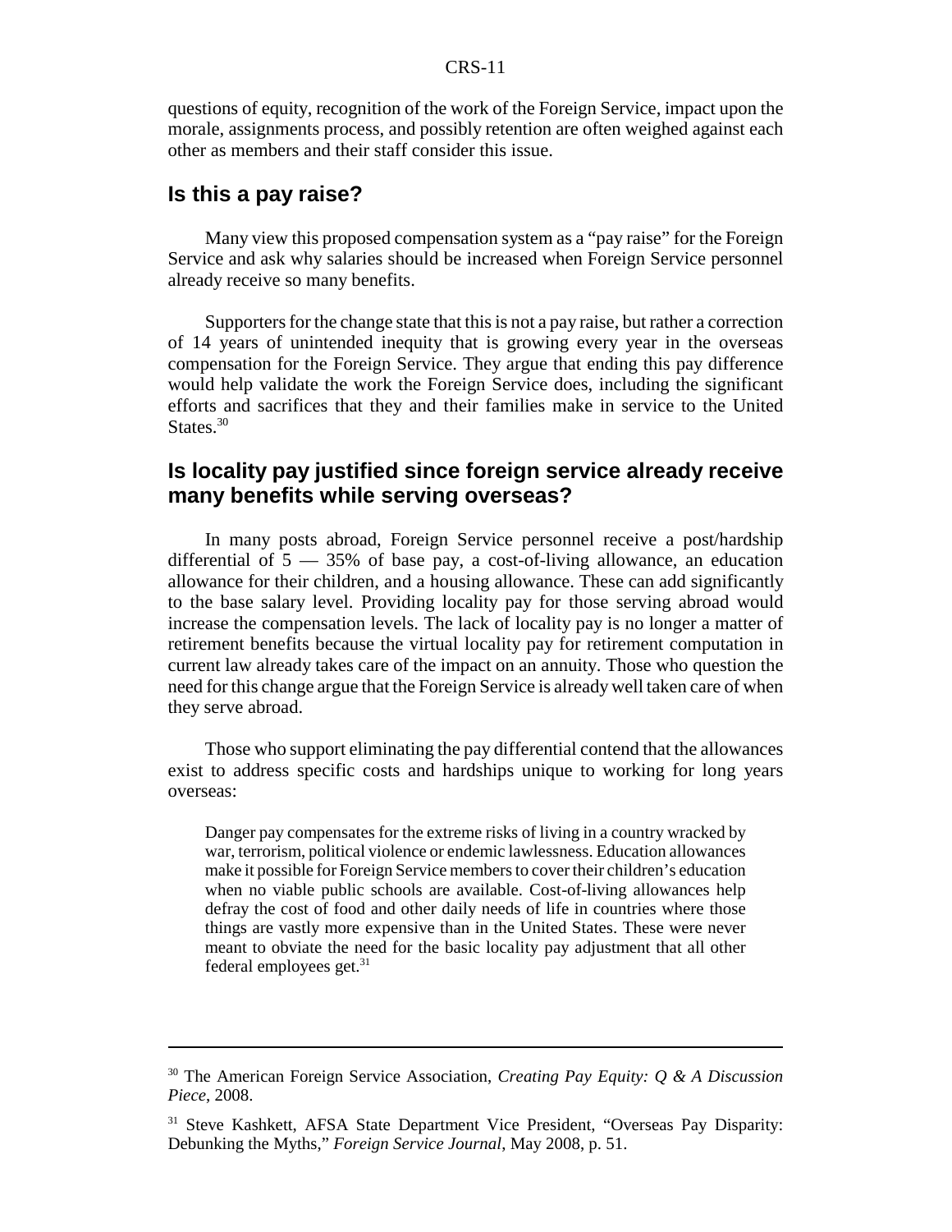questions of equity, recognition of the work of the Foreign Service, impact upon the morale, assignments process, and possibly retention are often weighed against each other as members and their staff consider this issue.

## Is this a pay raise?

Many view this proposed compensation system as a "pay raise" for the Foreign Service and ask why salaries should be increased when Foreign Service personnel already receive so many benefits.

Supporters for the change state that this is not a pay raise, but rather a correction of 14 years of unintended inequity that is growing every year in the overseas compensation for the Foreign Service. They argue that ending this pay difference would help validate the work the Foreign Service does, including the significant efforts and sacrifices that they and their families make in service to the United States.[30]

## Is locality pay justified since foreign service already receive many benefits while serving overseas?

In many posts abroad, Foreign Service personnel receive a post/hardship differential of 5 — 35% of base pay, a cost-of-living allowance, an education allowance for their children, and a housing allowance. These can add significantly to the base salary level. Providing locality pay for those serving abroad would increase the compensation levels. The lack of locality pay is no longer a matter of retirement benefits because the virtual locality pay for retirement computation in current law already takes care of the impact on an annuity. Those who question the need for this change argue that the Foreign Service is already well taken care of when they serve abroad.

Those who support eliminating the pay differential contend that the allowances exist to address specific costs and hardships unique to working for long years overseas:

> Danger pay compensates for the extreme risks of living in a country wracked by war, terrorism, political violence or endemic lawlessness. Education allowances make it possible for Foreign Service members to cover their children's education when no viable public schools are available. Cost-of-living allowances help defray the cost of food and other daily needs of life in countries where those things are vastly more expensive than in the United States. These were never meant to obviate the need for the basic locality pay adjustment that all other federal employees get.[31]

---

[30] The American Foreign Service Association, *Creating Pay Equity: Q & A Discussion Piece*, 2008.

[31] Steve Kashkett, AFSA State Department Vice President, "Overseas Pay Disparity: Debunking the Myths," *Foreign Service Journal*, May 2008, p. 51.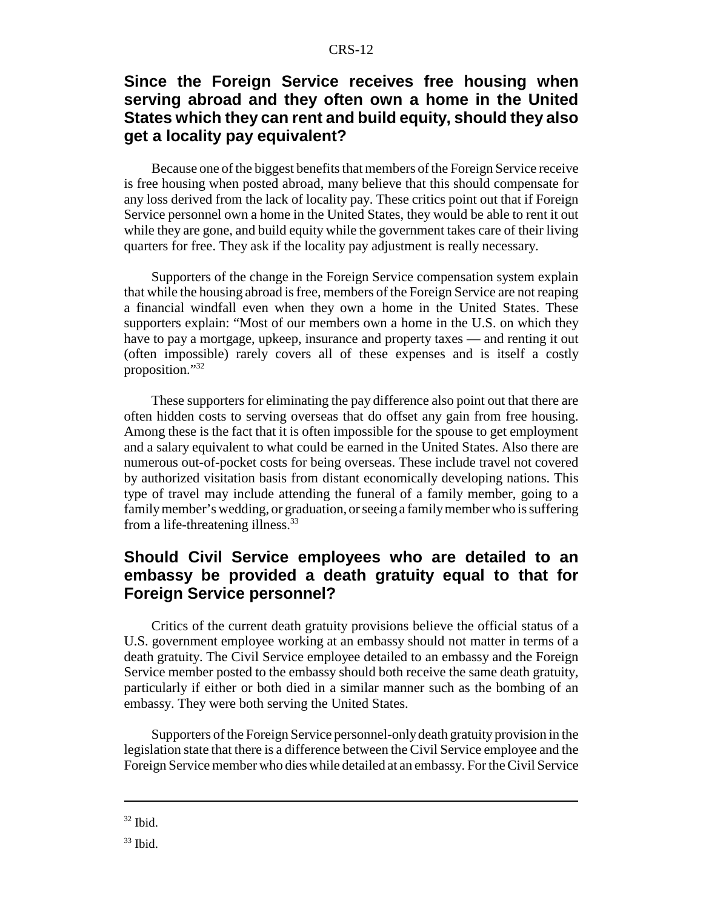### Since the Foreign Service receives free housing when serving abroad and they often own a home in the United States which they can rent and build equity, should they also get a locality pay equivalent?

Because one of the biggest benefits that members of the Foreign Service receive is free housing when posted abroad, many believe that this should compensate for any loss derived from the lack of locality pay. These critics point out that if Foreign Service personnel own a home in the United States, they would be able to rent it out while they are gone, and build equity while the government takes care of their living quarters for free. They ask if the locality pay adjustment is really necessary.

Supporters of the change in the Foreign Service compensation system explain that while the housing abroad is free, members of the Foreign Service are not reaping a financial windfall even when they own a home in the United States. These supporters explain: "Most of our members own a home in the U.S. on which they have to pay a mortgage, upkeep, insurance and property taxes — and renting it out (often impossible) rarely covers all of these expenses and is itself a costly proposition."[32]

These supporters for eliminating the pay difference also point out that there are often hidden costs to serving overseas that do offset any gain from free housing. Among these is the fact that it is often impossible for the spouse to get employment and a salary equivalent to what could be earned in the United States. Also there are numerous out-of-pocket costs for being overseas. These include travel not covered by authorized visitation basis from distant economically developing nations. This type of travel may include attending the funeral of a family member, going to a family member's wedding, or graduation, or seeing a family member who is suffering from a life-threatening illness.[33]

### Should Civil Service employees who are detailed to an embassy be provided a death gratuity equal to that for Foreign Service personnel?

Critics of the current death gratuity provisions believe the official status of a U.S. government employee working at an embassy should not matter in terms of a death gratuity. The Civil Service employee detailed to an embassy and the Foreign Service member posted to the embassy should both receive the same death gratuity, particularly if either or both died in a similar manner such as the bombing of an embassy. They were both serving the United States.

Supporters of the Foreign Service personnel-only death gratuity provision in the legislation state that there is a difference between the Civil Service employee and the Foreign Service member who dies while detailed at an embassy. For the Civil Service

---

[32] Ibid.

[33] Ibid.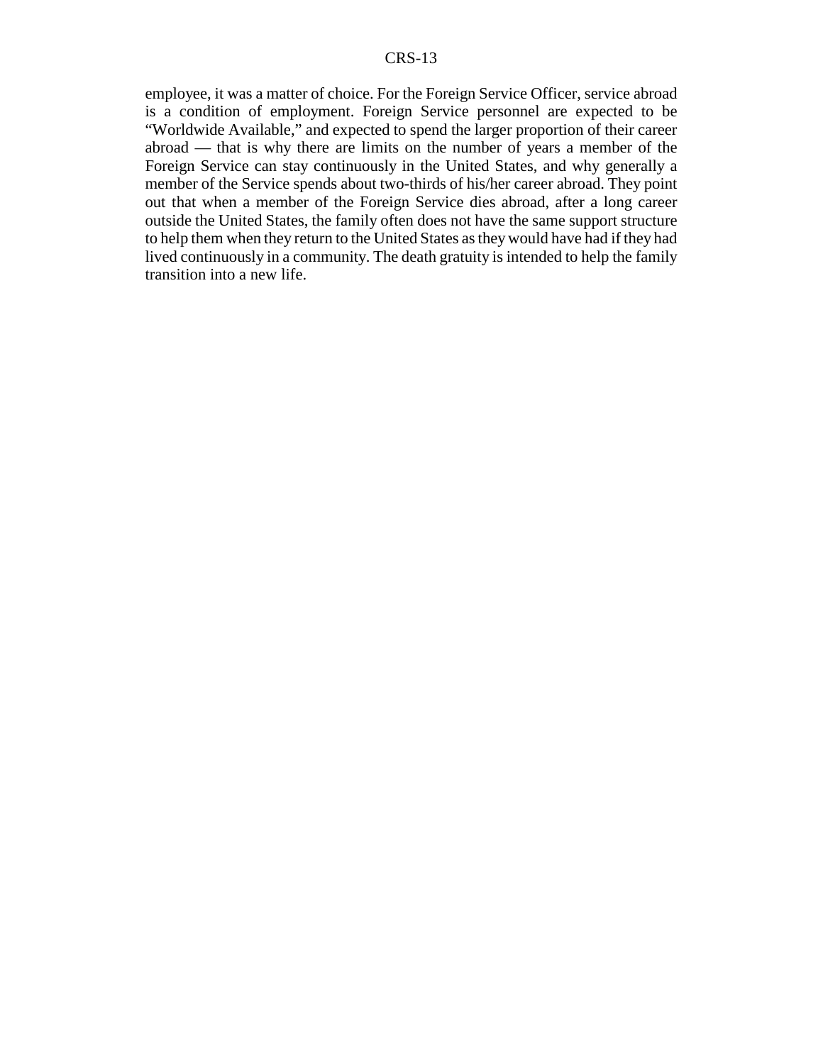employee, it was a matter of choice. For the Foreign Service Officer, service abroad is a condition of employment. Foreign Service personnel are expected to be "Worldwide Available," and expected to spend the larger proportion of their career abroad — that is why there are limits on the number of years a member of the Foreign Service can stay continuously in the United States, and why generally a member of the Service spends about two-thirds of his/her career abroad. They point out that when a member of the Foreign Service dies abroad, after a long career outside the United States, the family often does not have the same support structure to help them when they return to the United States as they would have had if they had lived continuously in a community. The death gratuity is intended to help the family transition into a new life.